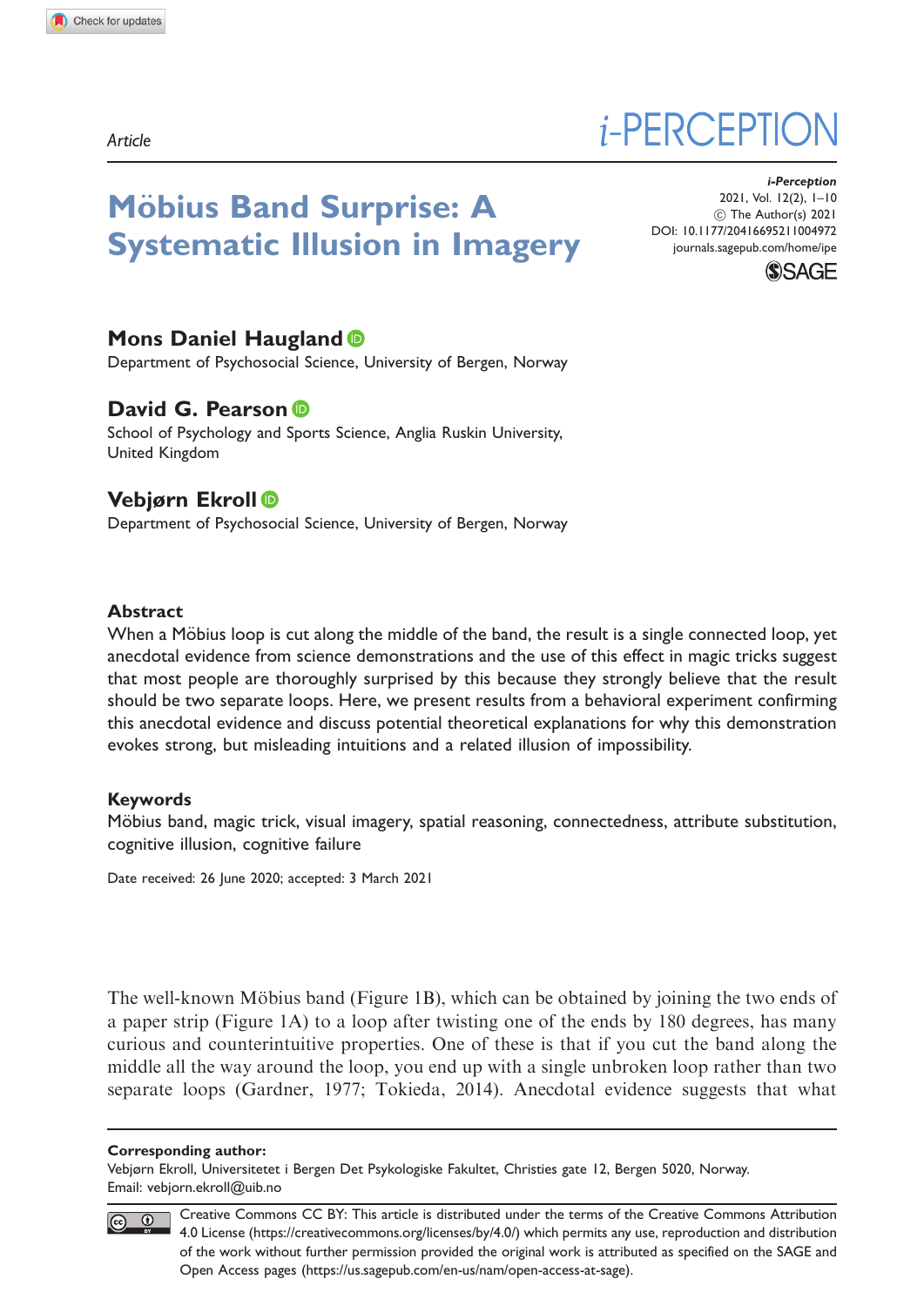Article

# Möbius Band Surprise: A Systematic Illusion in Imagery

**Mons Daniel Haugland**
Department of Psychosocial Science, University of Bergen, Norway

**David G. Pearson**
School of Psychology and Sports Science, Anglia Ruskin University, United Kingdom

**Vebjørn Ekroll**
Department of Psychosocial Science, University of Bergen, Norway

## Abstract

When a Möbius loop is cut along the middle of the band, the result is a single connected loop, yet anecdotal evidence from science demonstrations and the use of this effect in magic tricks suggest that most people are thoroughly surprised by this because they strongly believe that the result should be two separate loops. Here, we present results from a behavioral experiment confirming this anecdotal evidence and discuss potential theoretical explanations for why this demonstration evokes strong, but misleading intuitions and a related illusion of impossibility.

## Keywords

Möbius band, magic trick, visual imagery, spatial reasoning, connectedness, attribute substitution, cognitive illusion, cognitive failure

Date received: 26 June 2020; accepted: 3 March 2021

The well-known Möbius band (Figure 1B), which can be obtained by joining the two ends of a paper strip (Figure 1A) to a loop after twisting one of the ends by 180 degrees, has many curious and counterintuitive properties. One of these is that if you cut the band along the middle all the way around the loop, you end up with a single unbroken loop rather than two separate loops (Gardner, 1977; Tokieda, 2014). Anecdotal evidence suggests that what

**Corresponding author:**
Vebjørn Ekroll, Universitetet i Bergen Det Psykologiske Fakultet, Christies gate 12, Bergen 5020, Norway.
Email: vebjorn.ekroll@uib.no

Creative Commons CC BY: This article is distributed under the terms of the Creative Commons Attribution 4.0 License (https://creativecommons.org/licenses/by/4.0/) which permits any use, reproduction and distribution of the work without further permission provided the original work is attributed as specified on the SAGE and Open Access pages (https://us.sagepub.com/en-us/nam/open-access-at-sage).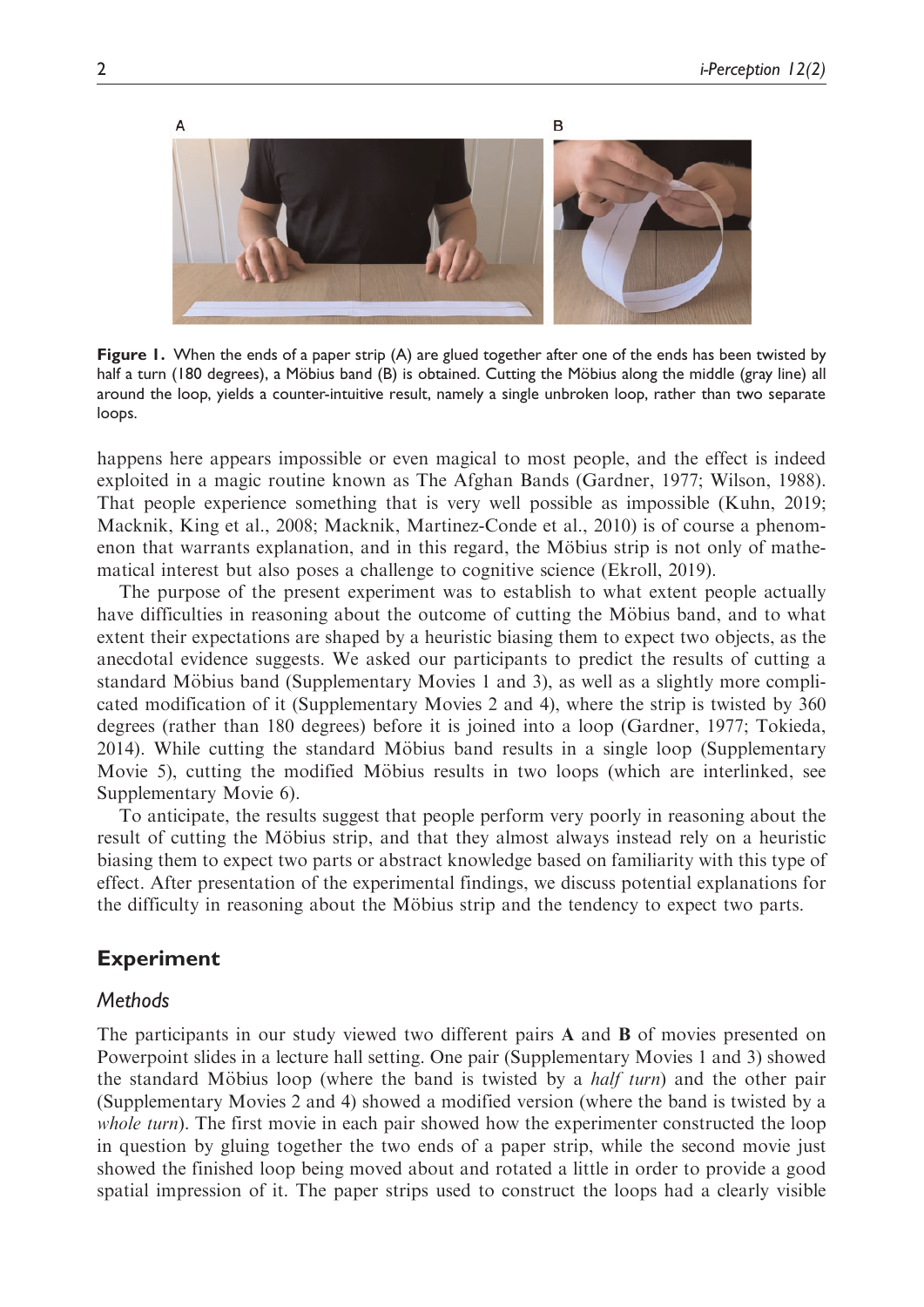**Figure 1.** When the ends of a paper strip (A) are glued together after one of the ends has been twisted by half a turn (180 degrees), a Möbius band (B) is obtained. Cutting the Möbius along the middle (gray line) all around the loop, yields a counter-intuitive result, namely a single unbroken loop, rather than two separate loops.

happens here appears impossible or even magical to most people, and the effect is indeed exploited in a magic routine known as The Afghan Bands (Gardner, 1977; Wilson, 1988). That people experience something that is very well possible as impossible (Kuhn, 2019; Macknik, King et al., 2008; Macknik, Martinez-Conde et al., 2010) is of course a phenomenon that warrants explanation, and in this regard, the Möbius strip is not only of mathematical interest but also poses a challenge to cognitive science (Ekroll, 2019).

The purpose of the present experiment was to establish to what extent people actually have difficulties in reasoning about the outcome of cutting the Möbius band, and to what extent their expectations are shaped by a heuristic biasing them to expect two objects, as the anecdotal evidence suggests. We asked our participants to predict the results of cutting a standard Möbius band (Supplementary Movies 1 and 3), as well as a slightly more complicated modification of it (Supplementary Movies 2 and 4), where the strip is twisted by 360 degrees (rather than 180 degrees) before it is joined into a loop (Gardner, 1977; Tokieda, 2014). While cutting the standard Möbius band results in a single loop (Supplementary Movie 5), cutting the modified Möbius results in two loops (which are interlinked, see Supplementary Movie 6).

To anticipate, the results suggest that people perform very poorly in reasoning about the result of cutting the Möbius strip, and that they almost always instead rely on a heuristic biasing them to expect two parts or abstract knowledge based on familiarity with this type of effect. After presentation of the experimental findings, we discuss potential explanations for the difficulty in reasoning about the Möbius strip and the tendency to expect two parts.

## Experiment

### *Methods*

The participants in our study viewed two different pairs **A** and **B** of movies presented on Powerpoint slides in a lecture hall setting. One pair (Supplementary Movies 1 and 3) showed the standard Möbius loop (where the band is twisted by a *half turn*) and the other pair (Supplementary Movies 2 and 4) showed a modified version (where the band is twisted by a *whole turn*). The first movie in each pair showed how the experimenter constructed the loop in question by gluing together the two ends of a paper strip, while the second movie just showed the finished loop being moved about and rotated a little in order to provide a good spatial impression of it. The paper strips used to construct the loops had a clearly visible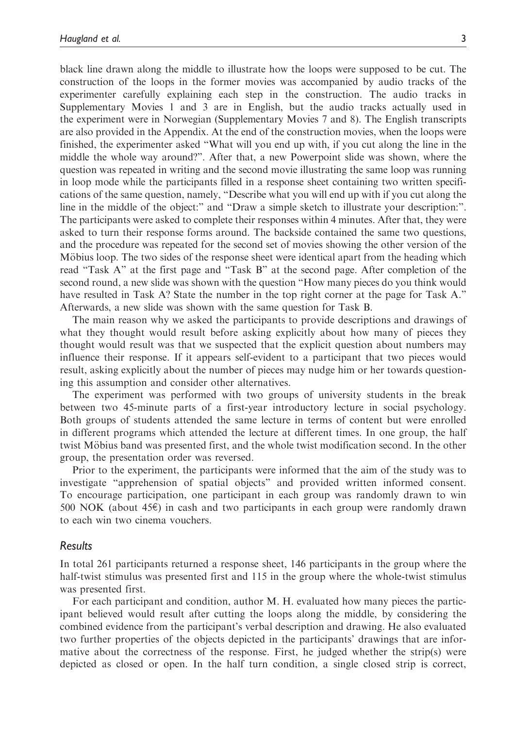black line drawn along the middle to illustrate how the loops were supposed to be cut. The construction of the loops in the former movies was accompanied by audio tracks of the experimenter carefully explaining each step in the construction. The audio tracks in Supplementary Movies 1 and 3 are in English, but the audio tracks actually used in the experiment were in Norwegian (Supplementary Movies 7 and 8). The English transcripts are also provided in the Appendix. At the end of the construction movies, when the loops were finished, the experimenter asked "What will you end up with, if you cut along the line in the middle the whole way around?". After that, a new Powerpoint slide was shown, where the question was repeated in writing and the second movie illustrating the same loop was running in loop mode while the participants filled in a response sheet containing two written specifications of the same question, namely, "Describe what you will end up with if you cut along the line in the middle of the object:" and "Draw a simple sketch to illustrate your description:". The participants were asked to complete their responses within 4 minutes. After that, they were asked to turn their response forms around. The backside contained the same two questions, and the procedure was repeated for the second set of movies showing the other version of the Möbius loop. The two sides of the response sheet were identical apart from the heading which read "Task A" at the first page and "Task B" at the second page. After completion of the second round, a new slide was shown with the question "How many pieces do you think would have resulted in Task A? State the number in the top right corner at the page for Task A." Afterwards, a new slide was shown with the same question for Task B.

The main reason why we asked the participants to provide descriptions and drawings of what they thought would result before asking explicitly about how many of pieces they thought would result was that we suspected that the explicit question about numbers may influence their response. If it appears self-evident to a participant that two pieces would result, asking explicitly about the number of pieces may nudge him or her towards questioning this assumption and consider other alternatives.

The experiment was performed with two groups of university students in the break between two 45-minute parts of a first-year introductory lecture in social psychology. Both groups of students attended the same lecture in terms of content but were enrolled in different programs which attended the lecture at different times. In one group, the half twist Möbius band was presented first, and the whole twist modification second. In the other group, the presentation order was reversed.

Prior to the experiment, the participants were informed that the aim of the study was to investigate "apprehension of spatial objects" and provided written informed consent. To encourage participation, one participant in each group was randomly drawn to win 500 NOK (about 45€) in cash and two participants in each group were randomly drawn to each win two cinema vouchers.

## Results

In total 261 participants returned a response sheet, 146 participants in the group where the half-twist stimulus was presented first and 115 in the group where the whole-twist stimulus was presented first.

For each participant and condition, author M. H. evaluated how many pieces the participant believed would result after cutting the loops along the middle, by considering the combined evidence from the participant's verbal description and drawing. He also evaluated two further properties of the objects depicted in the participants' drawings that are informative about the correctness of the response. First, he judged whether the strip(s) were depicted as closed or open. In the half turn condition, a single closed strip is correct,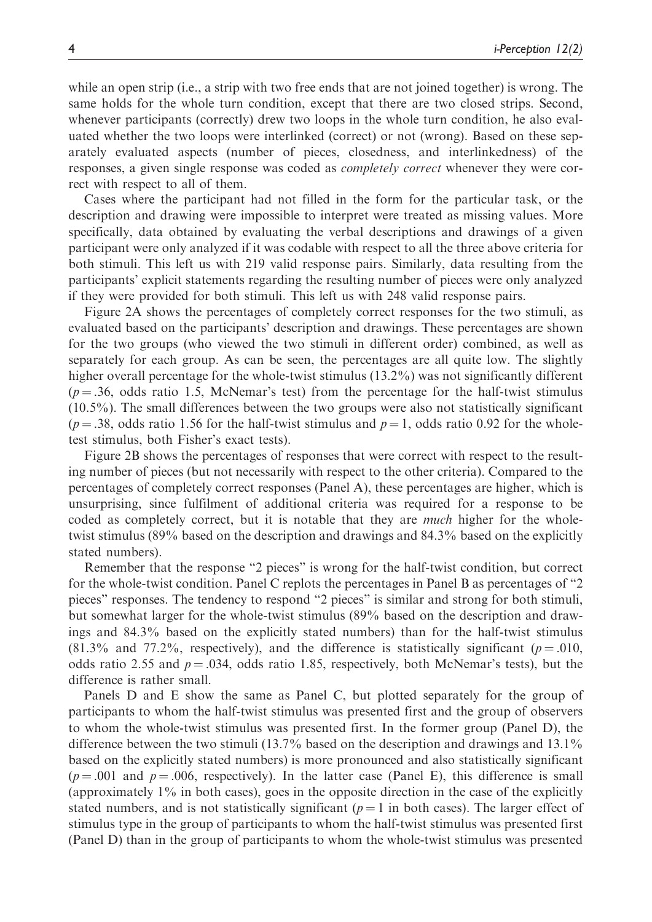while an open strip (i.e., a strip with two free ends that are not joined together) is wrong. The same holds for the whole turn condition, except that there are two closed strips. Second, whenever participants (correctly) drew two loops in the whole turn condition, he also evaluated whether the two loops were interlinked (correct) or not (wrong). Based on these separately evaluated aspects (number of pieces, closedness, and interlinkedness) of the responses, a given single response was coded as *completely correct* whenever they were correct with respect to all of them.

Cases where the participant had not filled in the form for the particular task, or the description and drawing were impossible to interpret were treated as missing values. More specifically, data obtained by evaluating the verbal descriptions and drawings of a given participant were only analyzed if it was codable with respect to all the three above criteria for both stimuli. This left us with 219 valid response pairs. Similarly, data resulting from the participants' explicit statements regarding the resulting number of pieces were only analyzed if they were provided for both stimuli. This left us with 248 valid response pairs.

Figure 2A shows the percentages of completely correct responses for the two stimuli, as evaluated based on the participants' description and drawings. These percentages are shown for the two groups (who viewed the two stimuli in different order) combined, as well as separately for each group. As can be seen, the percentages are all quite low. The slightly higher overall percentage for the whole-twist stimulus (13.2%) was not significantly different ($p = .36$, odds ratio 1.5, McNemar's test) from the percentage for the half-twist stimulus (10.5%). The small differences between the two groups were also not statistically significant ($p = .38$, odds ratio 1.56 for the half-twist stimulus and $p = 1$, odds ratio 0.92 for the whole-test stimulus, both Fisher's exact tests).

Figure 2B shows the percentages of responses that were correct with respect to the resulting number of pieces (but not necessarily with respect to the other criteria). Compared to the percentages of completely correct responses (Panel A), these percentages are higher, which is unsurprising, since fulfilment of additional criteria was required for a response to be coded as completely correct, but it is notable that they are *much* higher for the whole-twist stimulus (89% based on the description and drawings and 84.3% based on the explicitly stated numbers).

Remember that the response "2 pieces" is wrong for the half-twist condition, but correct for the whole-twist condition. Panel C replots the percentages in Panel B as percentages of "2 pieces" responses. The tendency to respond "2 pieces" is similar and strong for both stimuli, but somewhat larger for the whole-twist stimulus (89% based on the description and drawings and 84.3% based on the explicitly stated numbers) than for the half-twist stimulus (81.3% and 77.2%, respectively), and the difference is statistically significant ($p = .010$, odds ratio 2.55 and $p = .034$, odds ratio 1.85, respectively, both McNemar's tests), but the difference is rather small.

Panels D and E show the same as Panel C, but plotted separately for the group of participants to whom the half-twist stimulus was presented first and the group of observers to whom the whole-twist stimulus was presented first. In the former group (Panel D), the difference between the two stimuli (13.7% based on the description and drawings and 13.1% based on the explicitly stated numbers) is more pronounced and also statistically significant ($p = .001$ and $p = .006$, respectively). In the latter case (Panel E), this difference is small (approximately 1% in both cases), goes in the opposite direction in the case of the explicitly stated numbers, and is not statistically significant ($p = 1$ in both cases). The larger effect of stimulus type in the group of participants to whom the half-twist stimulus was presented first (Panel D) than in the group of participants to whom the whole-twist stimulus was presented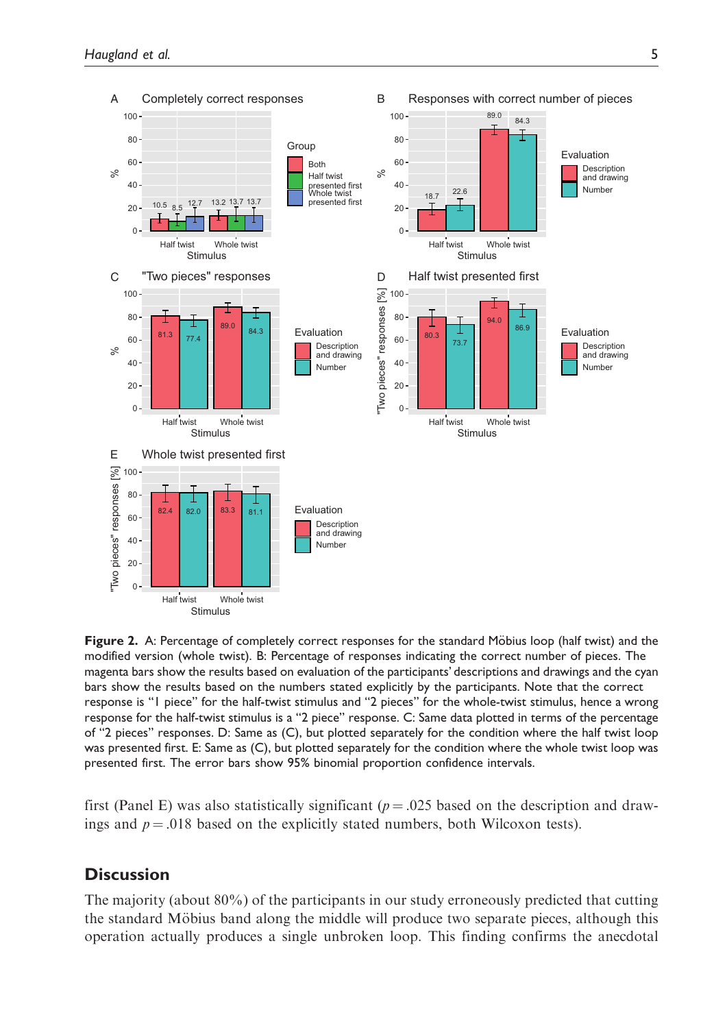**Figure 2.** A: Percentage of completely correct responses for the standard Möbius loop (half twist) and the modified version (whole twist). B: Percentage of responses indicating the correct number of pieces. The magenta bars show the results based on evaluation of the participants' descriptions and drawings and the cyan bars show the results based on the numbers stated explicitly by the participants. Note that the correct response is "1 piece" for the half-twist stimulus and "2 pieces" for the whole-twist stimulus, hence a wrong response for the half-twist stimulus is a "2 piece" response. C: Same data plotted in terms of the percentage of "2 pieces" responses. D: Same as (C), but plotted separately for the condition where the half twist loop was presented first. E: Same as (C), but plotted separately for the condition where the whole twist loop was presented first. The error bars show 95% binomial proportion confidence intervals.

first (Panel E) was also statistically significant ($p = .025$ based on the description and drawings and $p = .018$ based on the explicitly stated numbers, both Wilcoxon tests).

## Discussion

The majority (about 80%) of the participants in our study erroneously predicted that cutting the standard Möbius band along the middle will produce two separate pieces, although this operation actually produces a single unbroken loop. This finding confirms the anecdotal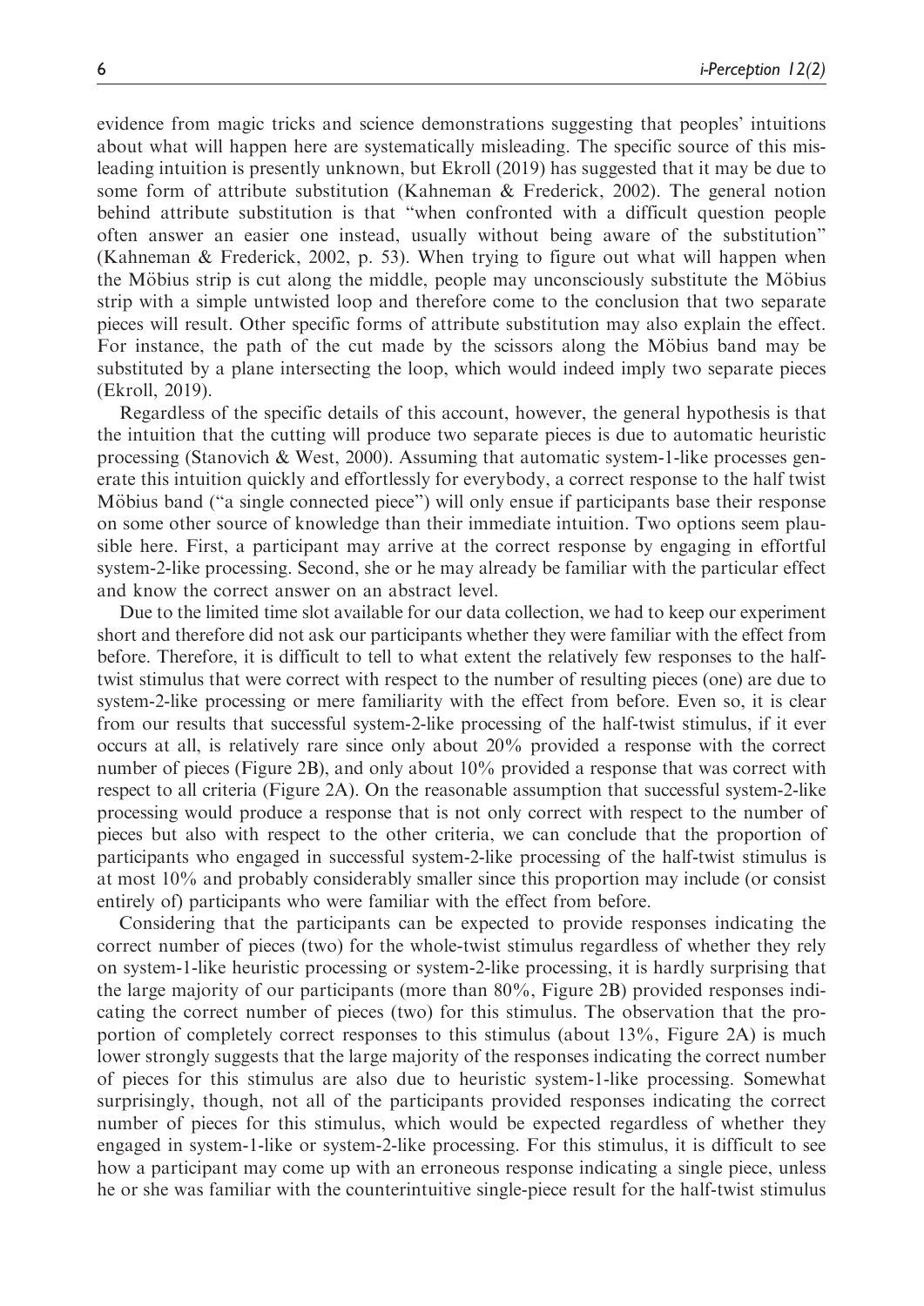evidence from magic tricks and science demonstrations suggesting that peoples' intuitions about what will happen here are systematically misleading. The specific source of this misleading intuition is presently unknown, but Ekroll (2019) has suggested that it may be due to some form of attribute substitution (Kahneman & Frederick, 2002). The general notion behind attribute substitution is that "when confronted with a difficult question people often answer an easier one instead, usually without being aware of the substitution" (Kahneman & Frederick, 2002, p. 53). When trying to figure out what will happen when the Möbius strip is cut along the middle, people may unconsciously substitute the Möbius strip with a simple untwisted loop and therefore come to the conclusion that two separate pieces will result. Other specific forms of attribute substitution may also explain the effect. For instance, the path of the cut made by the scissors along the Möbius band may be substituted by a plane intersecting the loop, which would indeed imply two separate pieces (Ekroll, 2019).

Regardless of the specific details of this account, however, the general hypothesis is that the intuition that the cutting will produce two separate pieces is due to automatic heuristic processing (Stanovich & West, 2000). Assuming that automatic system-1-like processes generate this intuition quickly and effortlessly for everybody, a correct response to the half twist Möbius band ("a single connected piece") will only ensue if participants base their response on some other source of knowledge than their immediate intuition. Two options seem plausible here. First, a participant may arrive at the correct response by engaging in effortful system-2-like processing. Second, she or he may already be familiar with the particular effect and know the correct answer on an abstract level.

Due to the limited time slot available for our data collection, we had to keep our experiment short and therefore did not ask our participants whether they were familiar with the effect from before. Therefore, it is difficult to tell to what extent the relatively few responses to the half-twist stimulus that were correct with respect to the number of resulting pieces (one) are due to system-2-like processing or mere familiarity with the effect from before. Even so, it is clear from our results that successful system-2-like processing of the half-twist stimulus, if it ever occurs at all, is relatively rare since only about 20% provided a response with the correct number of pieces (Figure 2B), and only about 10% provided a response that was correct with respect to all criteria (Figure 2A). On the reasonable assumption that successful system-2-like processing would produce a response that is not only correct with respect to the number of pieces but also with respect to the other criteria, we can conclude that the proportion of participants who engaged in successful system-2-like processing of the half-twist stimulus is at most 10% and probably considerably smaller since this proportion may include (or consist entirely of) participants who were familiar with the effect from before.

Considering that the participants can be expected to provide responses indicating the correct number of pieces (two) for the whole-twist stimulus regardless of whether they rely on system-1-like heuristic processing or system-2-like processing, it is hardly surprising that the large majority of our participants (more than 80%, Figure 2B) provided responses indicating the correct number of pieces (two) for this stimulus. The observation that the proportion of completely correct responses to this stimulus (about 13%, Figure 2A) is much lower strongly suggests that the large majority of the responses indicating the correct number of pieces for this stimulus are also due to heuristic system-1-like processing. Somewhat surprisingly, though, not all of the participants provided responses indicating the correct number of pieces for this stimulus, which would be expected regardless of whether they engaged in system-1-like or system-2-like processing. For this stimulus, it is difficult to see how a participant may come up with an erroneous response indicating a single piece, unless he or she was familiar with the counterintuitive single-piece result for the half-twist stimulus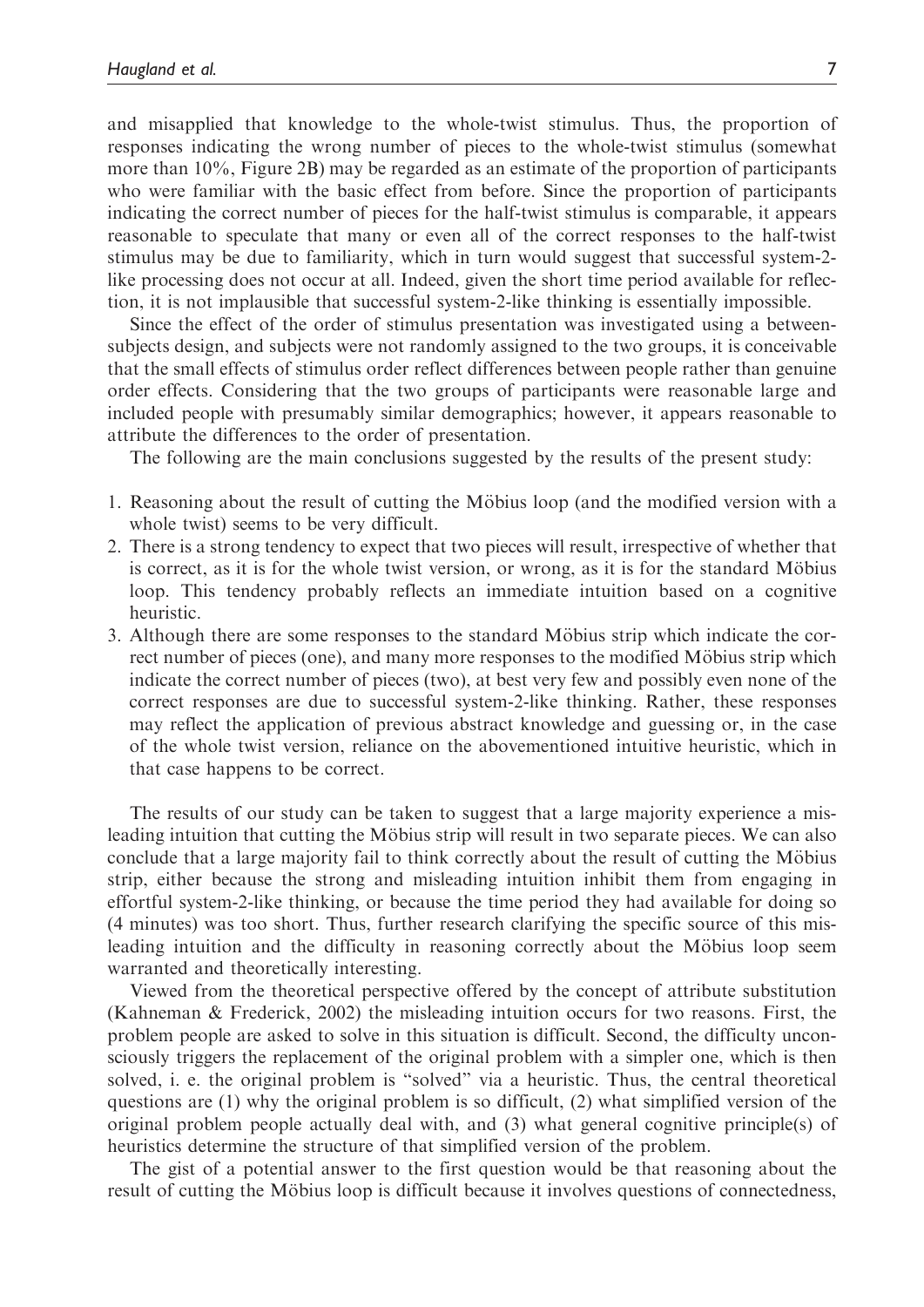and misapplied that knowledge to the whole-twist stimulus. Thus, the proportion of responses indicating the wrong number of pieces to the whole-twist stimulus (somewhat more than 10%, Figure 2B) may be regarded as an estimate of the proportion of participants who were familiar with the basic effect from before. Since the proportion of participants indicating the correct number of pieces for the half-twist stimulus is comparable, it appears reasonable to speculate that many or even all of the correct responses to the half-twist stimulus may be due to familiarity, which in turn would suggest that successful system-2-like processing does not occur at all. Indeed, given the short time period available for reflection, it is not implausible that successful system-2-like thinking is essentially impossible.

Since the effect of the order of stimulus presentation was investigated using a between-subjects design, and subjects were not randomly assigned to the two groups, it is conceivable that the small effects of stimulus order reflect differences between people rather than genuine order effects. Considering that the two groups of participants were reasonable large and included people with presumably similar demographics; however, it appears reasonable to attribute the differences to the order of presentation.

The following are the main conclusions suggested by the results of the present study:

1. Reasoning about the result of cutting the Möbius loop (and the modified version with a whole twist) seems to be very difficult.
2. There is a strong tendency to expect that two pieces will result, irrespective of whether that is correct, as it is for the whole twist version, or wrong, as it is for the standard Möbius loop. This tendency probably reflects an immediate intuition based on a cognitive heuristic.
3. Although there are some responses to the standard Möbius strip which indicate the correct number of pieces (one), and many more responses to the modified Möbius strip which indicate the correct number of pieces (two), at best very few and possibly even none of the correct responses are due to successful system-2-like thinking. Rather, these responses may reflect the application of previous abstract knowledge and guessing or, in the case of the whole twist version, reliance on the abovementioned intuitive heuristic, which in that case happens to be correct.

The results of our study can be taken to suggest that a large majority experience a misleading intuition that cutting the Möbius strip will result in two separate pieces. We can also conclude that a large majority fail to think correctly about the result of cutting the Möbius strip, either because the strong and misleading intuition inhibit them from engaging in effortful system-2-like thinking, or because the time period they had available for doing so (4 minutes) was too short. Thus, further research clarifying the specific source of this misleading intuition and the difficulty in reasoning correctly about the Möbius loop seem warranted and theoretically interesting.

Viewed from the theoretical perspective offered by the concept of attribute substitution (Kahneman & Frederick, 2002) the misleading intuition occurs for two reasons. First, the problem people are asked to solve in this situation is difficult. Second, the difficulty unconsciously triggers the replacement of the original problem with a simpler one, which is then solved, i. e. the original problem is "solved" via a heuristic. Thus, the central theoretical questions are (1) why the original problem is so difficult, (2) what simplified version of the original problem people actually deal with, and (3) what general cognitive principle(s) of heuristics determine the structure of that simplified version of the problem.

The gist of a potential answer to the first question would be that reasoning about the result of cutting the Möbius loop is difficult because it involves questions of connectedness,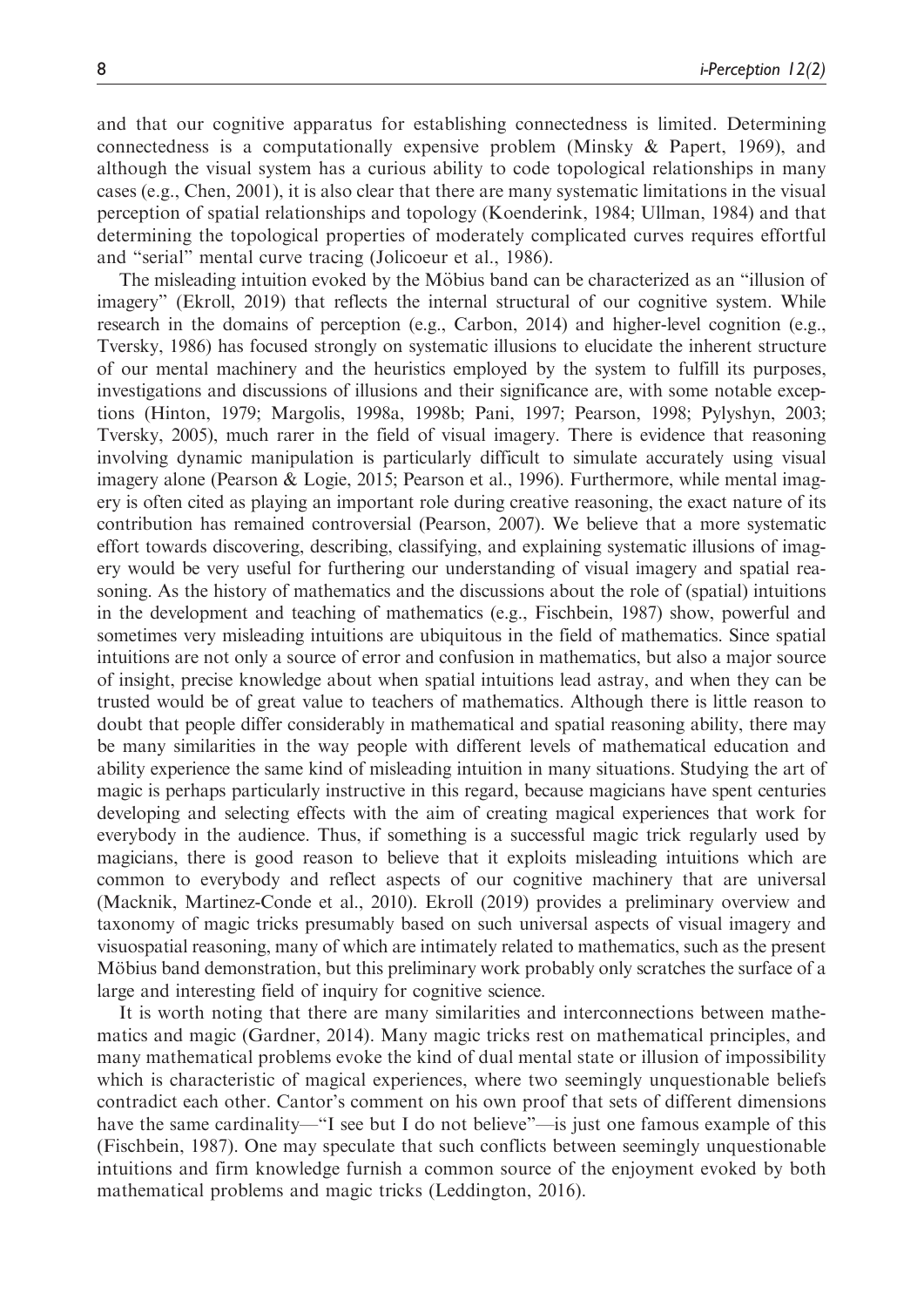and that our cognitive apparatus for establishing connectedness is limited. Determining connectedness is a computationally expensive problem (Minsky & Papert, 1969), and although the visual system has a curious ability to code topological relationships in many cases (e.g., Chen, 2001), it is also clear that there are many systematic limitations in the visual perception of spatial relationships and topology (Koenderink, 1984; Ullman, 1984) and that determining the topological properties of moderately complicated curves requires effortful and "serial" mental curve tracing (Jolicoeur et al., 1986).

The misleading intuition evoked by the Möbius band can be characterized as an "illusion of imagery" (Ekroll, 2019) that reflects the internal structural of our cognitive system. While research in the domains of perception (e.g., Carbon, 2014) and higher-level cognition (e.g., Tversky, 1986) has focused strongly on systematic illusions to elucidate the inherent structure of our mental machinery and the heuristics employed by the system to fulfill its purposes, investigations and discussions of illusions and their significance are, with some notable exceptions (Hinton, 1979; Margolis, 1998a, 1998b; Pani, 1997; Pearson, 1998; Pylyshyn, 2003; Tversky, 2005), much rarer in the field of visual imagery. There is evidence that reasoning involving dynamic manipulation is particularly difficult to simulate accurately using visual imagery alone (Pearson & Logie, 2015; Pearson et al., 1996). Furthermore, while mental imagery is often cited as playing an important role during creative reasoning, the exact nature of its contribution has remained controversial (Pearson, 2007). We believe that a more systematic effort towards discovering, describing, classifying, and explaining systematic illusions of imagery would be very useful for furthering our understanding of visual imagery and spatial reasoning. As the history of mathematics and the discussions about the role of (spatial) intuitions in the development and teaching of mathematics (e.g., Fischbein, 1987) show, powerful and sometimes very misleading intuitions are ubiquitous in the field of mathematics. Since spatial intuitions are not only a source of error and confusion in mathematics, but also a major source of insight, precise knowledge about when spatial intuitions lead astray, and when they can be trusted would be of great value to teachers of mathematics. Although there is little reason to doubt that people differ considerably in mathematical and spatial reasoning ability, there may be many similarities in the way people with different levels of mathematical education and ability experience the same kind of misleading intuition in many situations. Studying the art of magic is perhaps particularly instructive in this regard, because magicians have spent centuries developing and selecting effects with the aim of creating magical experiences that work for everybody in the audience. Thus, if something is a successful magic trick regularly used by magicians, there is good reason to believe that it exploits misleading intuitions which are common to everybody and reflect aspects of our cognitive machinery that are universal (Macknik, Martinez-Conde et al., 2010). Ekroll (2019) provides a preliminary overview and taxonomy of magic tricks presumably based on such universal aspects of visual imagery and visuospatial reasoning, many of which are intimately related to mathematics, such as the present Möbius band demonstration, but this preliminary work probably only scratches the surface of a large and interesting field of inquiry for cognitive science.

It is worth noting that there are many similarities and interconnections between mathematics and magic (Gardner, 2014). Many magic tricks rest on mathematical principles, and many mathematical problems evoke the kind of dual mental state or illusion of impossibility which is characteristic of magical experiences, where two seemingly unquestionable beliefs contradict each other. Cantor's comment on his own proof that sets of different dimensions have the same cardinality—"I see but I do not believe"—is just one famous example of this (Fischbein, 1987). One may speculate that such conflicts between seemingly unquestionable intuitions and firm knowledge furnish a common source of the enjoyment evoked by both mathematical problems and magic tricks (Leddington, 2016).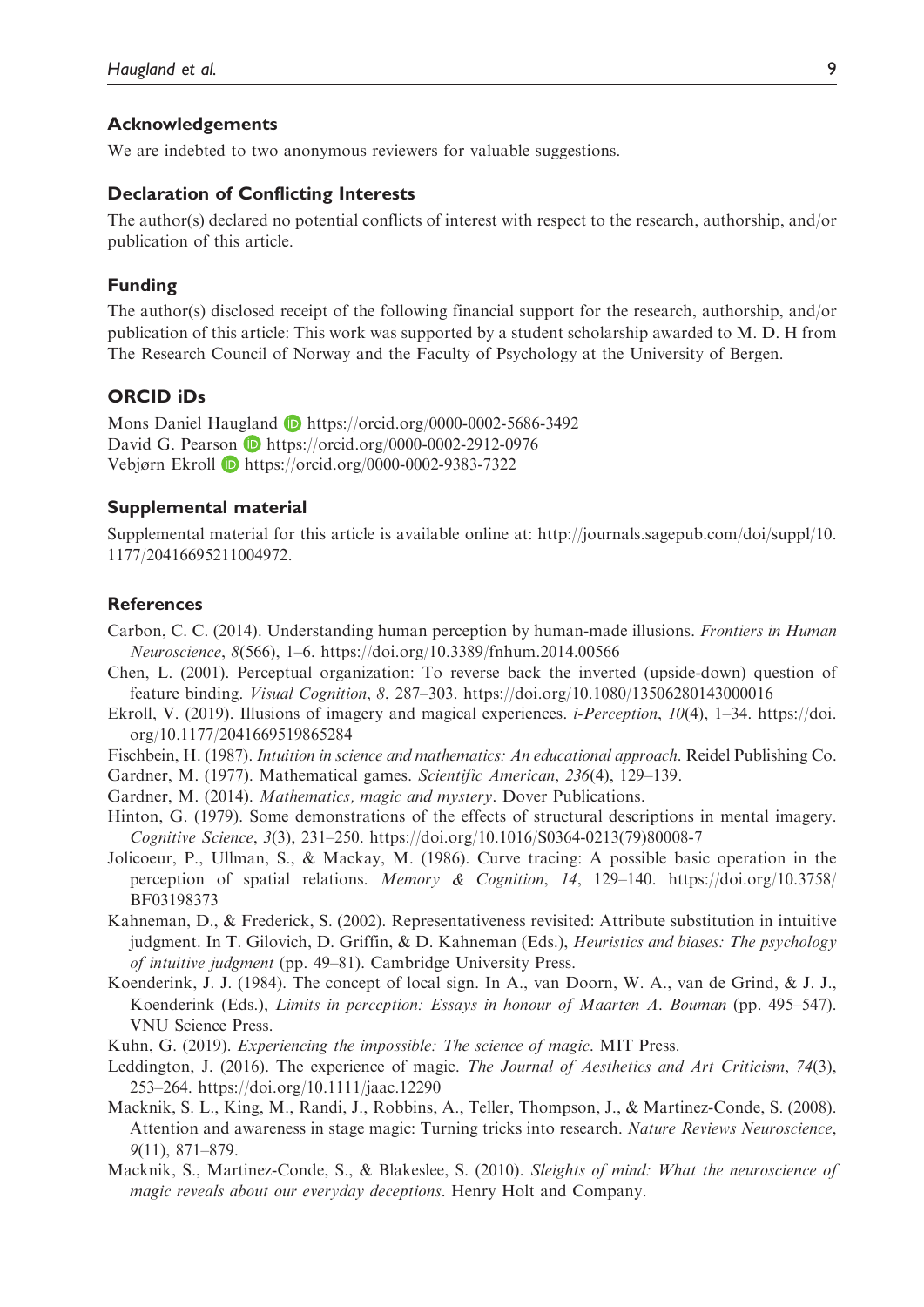## Acknowledgements

We are indebted to two anonymous reviewers for valuable suggestions.

## Declaration of Conflicting Interests

The author(s) declared no potential conflicts of interest with respect to the research, authorship, and/or publication of this article.

## Funding

The author(s) disclosed receipt of the following financial support for the research, authorship, and/or publication of this article: This work was supported by a student scholarship awarded to M. D. H from The Research Council of Norway and the Faculty of Psychology at the University of Bergen.

## ORCID iDs

Mons Daniel Haugland https://orcid.org/0000-0002-5686-3492
David G. Pearson https://orcid.org/0000-0002-2912-0976
Vebjørn Ekroll https://orcid.org/0000-0002-9383-7322

## Supplemental material

Supplemental material for this article is available online at: http://journals.sagepub.com/doi/suppl/10.1177/20416695211004972.

## References

Carbon, C. C. (2014). Understanding human perception by human-made illusions. *Frontiers in Human Neuroscience*, *8*(566), 1–6. https://doi.org/10.3389/fnhum.2014.00566

Chen, L. (2001). Perceptual organization: To reverse back the inverted (upside-down) question of feature binding. *Visual Cognition*, *8*, 287–303. https://doi.org/10.1080/13506280143000016

Ekroll, V. (2019). Illusions of imagery and magical experiences. *i-Perception*, *10*(4), 1–34. https://doi.org/10.1177/2041669519865284

Fischbein, H. (1987). *Intuition in science and mathematics: An educational approach*. Reidel Publishing Co.

Gardner, M. (1977). Mathematical games. *Scientific American*, *236*(4), 129–139.

Gardner, M. (2014). *Mathematics, magic and mystery*. Dover Publications.

Hinton, G. (1979). Some demonstrations of the effects of structural descriptions in mental imagery. *Cognitive Science*, *3*(3), 231–250. https://doi.org/10.1016/S0364-0213(79)80008-7

Jolicoeur, P., Ullman, S., & Mackay, M. (1986). Curve tracing: A possible basic operation in the perception of spatial relations. *Memory & Cognition*, *14*, 129–140. https://doi.org/10.3758/BF03198373

Kahneman, D., & Frederick, S. (2002). Representativeness revisited: Attribute substitution in intuitive judgment. In T. Gilovich, D. Griffin, & D. Kahneman (Eds.), *Heuristics and biases: The psychology of intuitive judgment* (pp. 49–81). Cambridge University Press.

Koenderink, J. J. (1984). The concept of local sign. In A., van Doorn, W. A., van de Grind, & J. J., Koenderink (Eds.), *Limits in perception: Essays in honour of Maarten A. Bouman* (pp. 495–547). VNU Science Press.

Kuhn, G. (2019). *Experiencing the impossible: The science of magic*. MIT Press.

Leddington, J. (2016). The experience of magic. *The Journal of Aesthetics and Art Criticism*, *74*(3), 253–264. https://doi.org/10.1111/jaac.12290

Macknik, S. L., King, M., Randi, J., Robbins, A., Teller, Thompson, J., & Martinez-Conde, S. (2008). Attention and awareness in stage magic: Turning tricks into research. *Nature Reviews Neuroscience*, *9*(11), 871–879.

Macknik, S., Martinez-Conde, S., & Blakeslee, S. (2010). *Sleights of mind: What the neuroscience of magic reveals about our everyday deceptions*. Henry Holt and Company.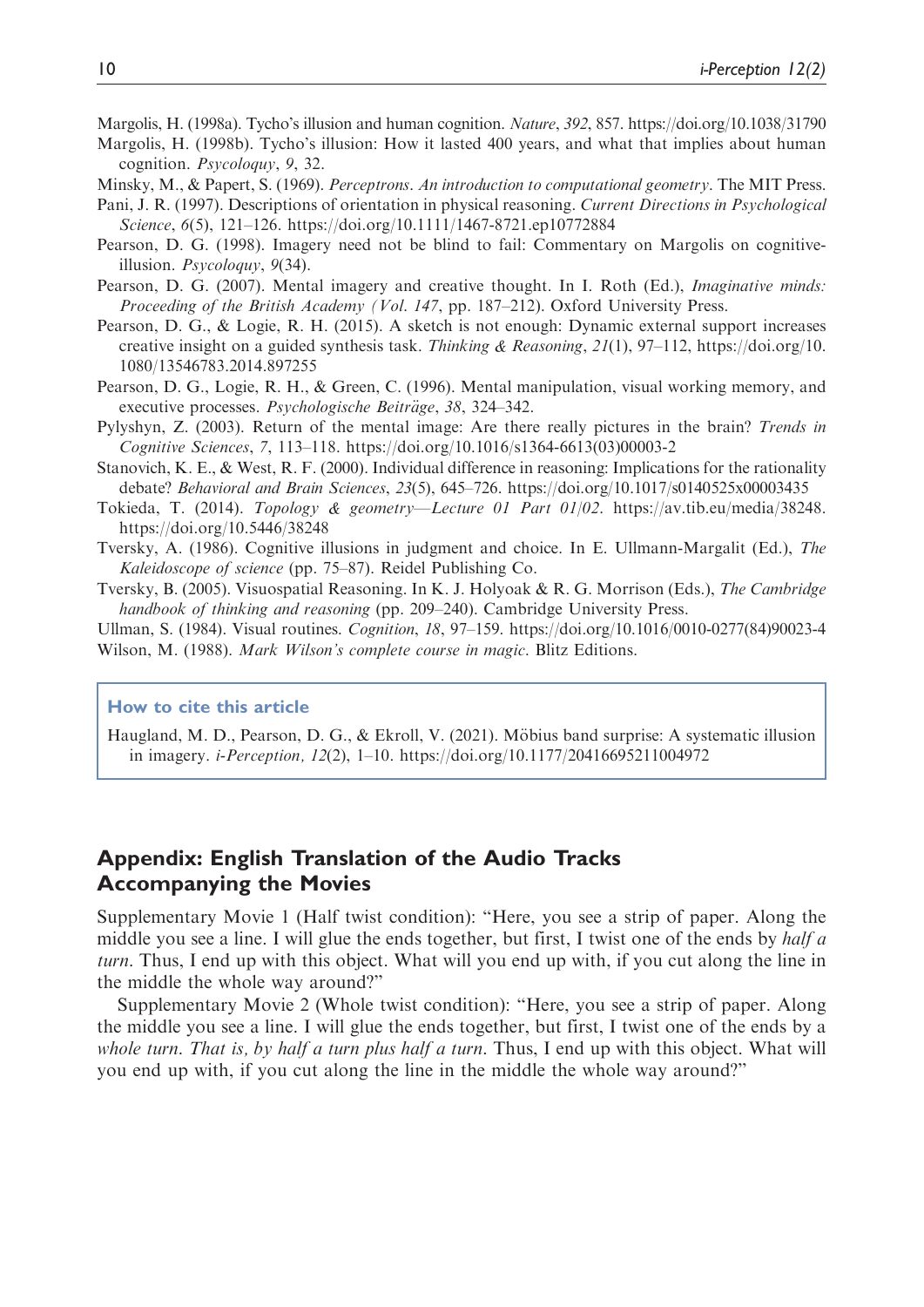Margolis, H. (1998a). Tycho's illusion and human cognition. *Nature*, *392*, 857. https://doi.org/10.1038/31790

Margolis, H. (1998b). Tycho's illusion: How it lasted 400 years, and what that implies about human cognition. *Psycoloquy*, *9*, 32.

Minsky, M., & Papert, S. (1969). *Perceptrons. An introduction to computational geometry*. The MIT Press.

Pani, J. R. (1997). Descriptions of orientation in physical reasoning. *Current Directions in Psychological Science*, *6*(5), 121–126. https://doi.org/10.1111/1467-8721.ep10772884

Pearson, D. G. (1998). Imagery need not be blind to fail: Commentary on Margolis on cognitive-illusion. *Psycoloquy*, *9*(34).

Pearson, D. G. (2007). Mental imagery and creative thought. In I. Roth (Ed.), *Imaginative minds: Proceeding of the British Academy (Vol. 147*, pp. 187–212). Oxford University Press.

Pearson, D. G., & Logie, R. H. (2015). A sketch is not enough: Dynamic external support increases creative insight on a guided synthesis task. *Thinking & Reasoning*, *21*(1), 97–112, https://doi.org/10.1080/13546783.2014.897255

Pearson, D. G., Logie, R. H., & Green, C. (1996). Mental manipulation, visual working memory, and executive processes. *Psychologische Beiträge*, *38*, 324–342.

Pylyshyn, Z. (2003). Return of the mental image: Are there really pictures in the brain? *Trends in Cognitive Sciences*, *7*, 113–118. https://doi.org/10.1016/s1364-6613(03)00003-2

Stanovich, K. E., & West, R. F. (2000). Individual difference in reasoning: Implications for the rationality debate? *Behavioral and Brain Sciences*, *23*(5), 645–726. https://doi.org/10.1017/s0140525x00003435

Tokieda, T. (2014). *Topology & geometry—Lecture 01 Part 01/02*. https://av.tib.eu/media/38248. https://doi.org/10.5446/38248

Tversky, A. (1986). Cognitive illusions in judgment and choice. In E. Ullmann-Margalit (Ed.), *The Kaleidoscope of science* (pp. 75–87). Reidel Publishing Co.

Tversky, B. (2005). Visuospatial Reasoning. In K. J. Holyoak & R. G. Morrison (Eds.), *The Cambridge handbook of thinking and reasoning* (pp. 209–240). Cambridge University Press.

Ullman, S. (1984). Visual routines. *Cognition*, *18*, 97–159. https://doi.org/10.1016/0010-0277(84)90023-4

Wilson, M. (1988). *Mark Wilson's complete course in magic*. Blitz Editions.

### How to cite this article

Haugland, M. D., Pearson, D. G., & Ekroll, V. (2021). Möbius band surprise: A systematic illusion in imagery. *i-Perception, 12*(2), 1–10. https://doi.org/10.1177/20416695211004972

## Appendix: English Translation of the Audio Tracks Accompanying the Movies

Supplementary Movie 1 (Half twist condition): "Here, you see a strip of paper. Along the middle you see a line. I will glue the ends together, but first, I twist one of the ends by *half a turn*. Thus, I end up with this object. What will you end up with, if you cut along the line in the middle the whole way around?"

Supplementary Movie 2 (Whole twist condition): "Here, you see a strip of paper. Along the middle you see a line. I will glue the ends together, but first, I twist one of the ends by a *whole turn*. *That is, by half a turn plus half a turn*. Thus, I end up with this object. What will you end up with, if you cut along the line in the middle the whole way around?"